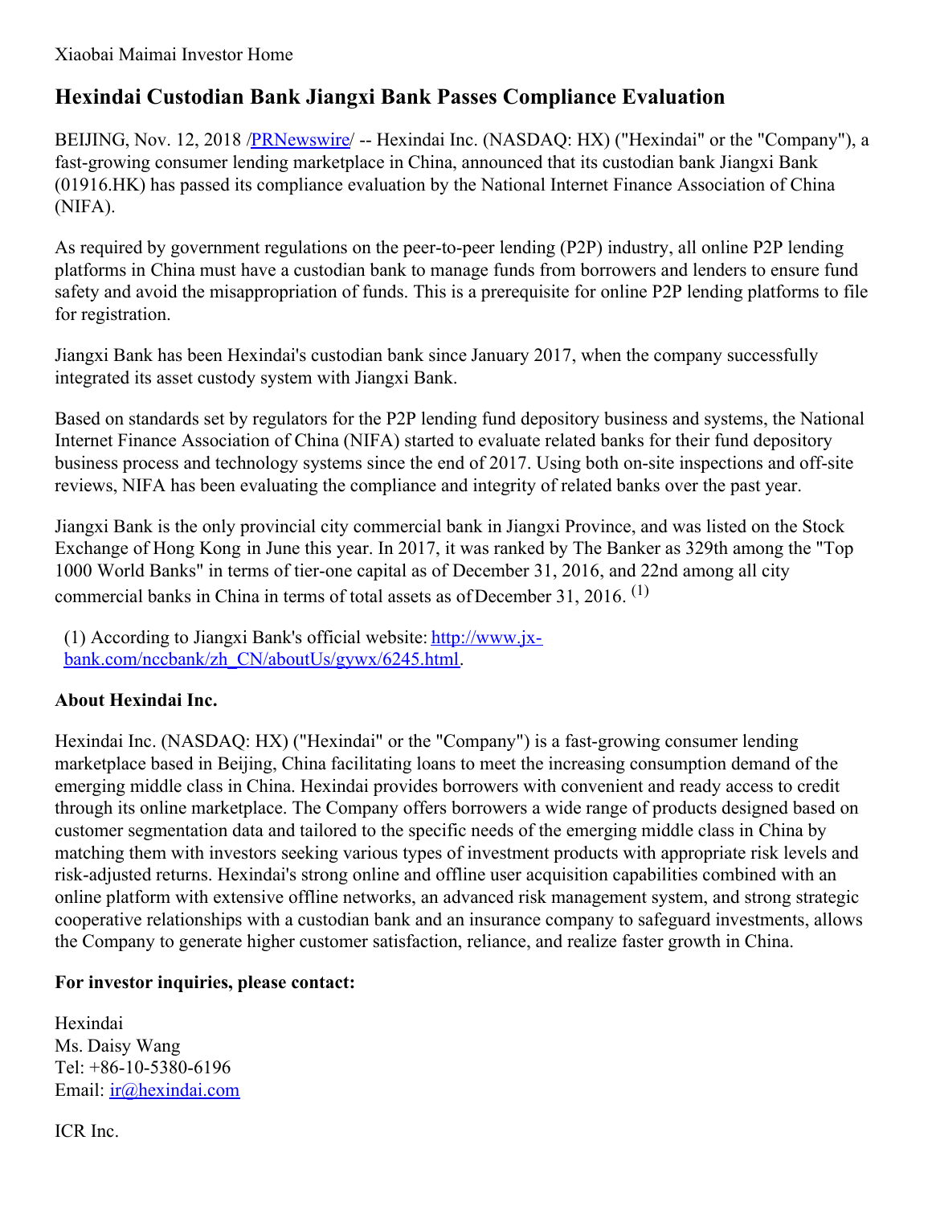Xiaobai Maimai Investor Home

# Hexindai Custodian Bank Jiangxi Bank Passes Compliance Evaluation

BEIJING, Nov. 12, 2018 /PRNewswire/ -- Hexindai Inc. (NASDAQ: HX) ("Hexindai" or the "Company"), a fast-growing consumer lending marketplace in China, announced that its custodian bank Jiangxi Bank (01916.HK) has passed its compliance evaluation by the National Internet Finance Association of China (NIFA).

As required by government regulations on the peer-to-peer lending (P2P) industry, all online P2P lending platforms in China must have a custodian bank to manage funds from borrowers and lenders to ensure fund safety and avoid the misappropriation of funds. This is a prerequisite for online P2P lending platforms to file for registration.

Jiangxi Bank has been Hexindai's custodian bank since January 2017, when the company successfully integrated its asset custody system with Jiangxi Bank.

Based on standards set by regulators for the P2P lending fund depository business and systems, the National Internet Finance Association of China (NIFA) started to evaluate related banks for their fund depository business process and technology systems since the end of 2017. Using both on-site inspections and off-site reviews, NIFA has been evaluating the compliance and integrity of related banks over the past year.

Jiangxi Bank is the only provincial city commercial bank in Jiangxi Province, and was listed on the Stock Exchange of Hong Kong in June this year. In 2017, it was ranked by The Banker as 329th among the "Top 1000 World Banks" in terms of tier-one capital as of December 31, 2016, and 22nd among all city commercial banks in China in terms of total assets as of December 31, 2016. (1)

(1) According to Jiangxi Bank's official website: http://www.jx-bank.com/nccbank/zh_CN/aboutUs/gywx/6245.html.

**About Hexindai Inc.**

Hexindai Inc. (NASDAQ: HX) ("Hexindai" or the "Company") is a fast-growing consumer lending marketplace based in Beijing, China facilitating loans to meet the increasing consumption demand of the emerging middle class in China. Hexindai provides borrowers with convenient and ready access to credit through its online marketplace. The Company offers borrowers a wide range of products designed based on customer segmentation data and tailored to the specific needs of the emerging middle class in China by matching them with investors seeking various types of investment products with appropriate risk levels and risk-adjusted returns. Hexindai's strong online and offline user acquisition capabilities combined with an online platform with extensive offline networks, an advanced risk management system, and strong strategic cooperative relationships with a custodian bank and an insurance company to safeguard investments, allows the Company to generate higher customer satisfaction, reliance, and realize faster growth in China.

**For investor inquiries, please contact:**

Hexindai
Ms. Daisy Wang
Tel: +86-10-5380-6196
Email: ir@hexindai.com

ICR Inc.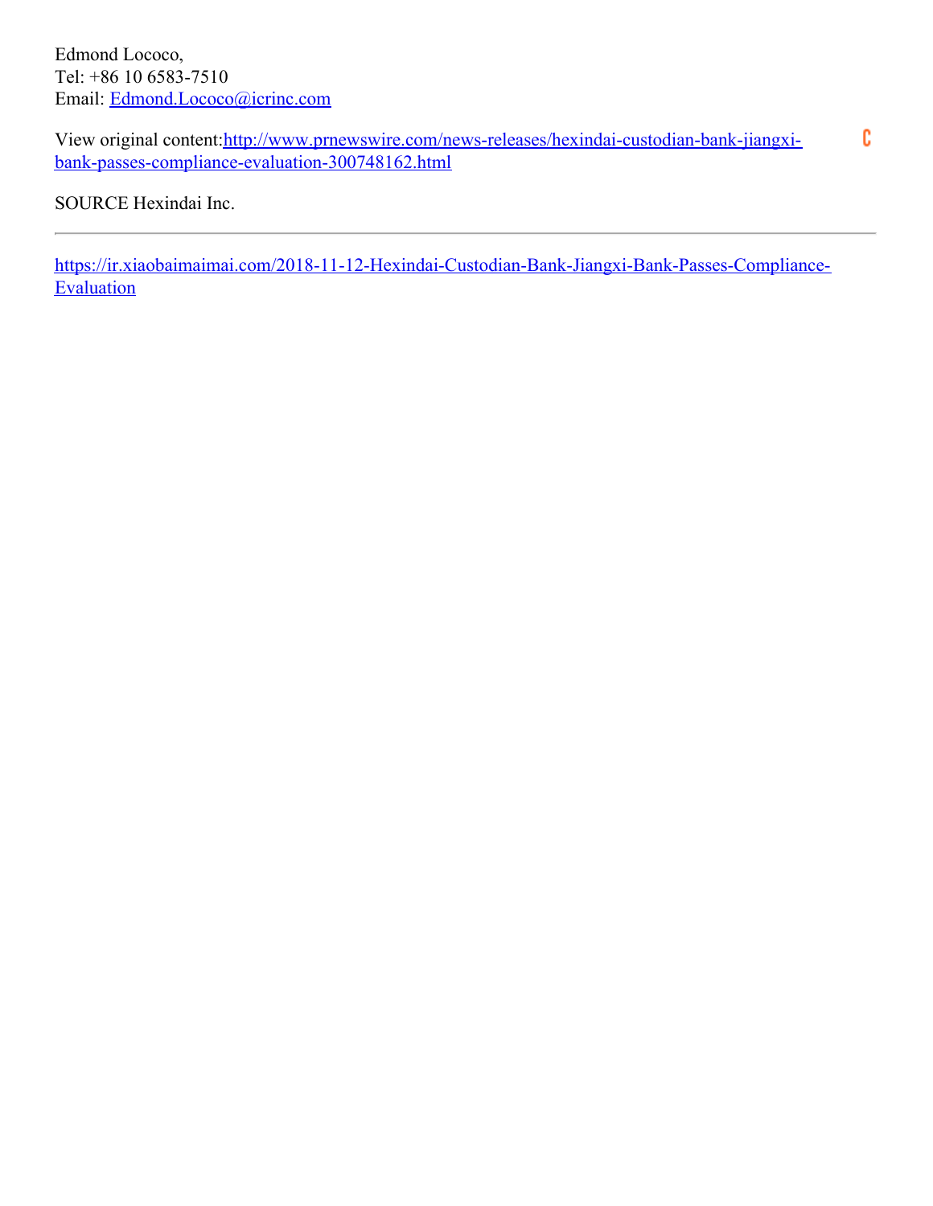Edmond Lococo,
Tel: +86 10 6583-7510
Email: [Edmond.Lococo@icrinc.com](mailto:Edmond.Lococo@icrinc.com)

View original content:[http://www.prnewswire.com/news-releases/hexindai-custodian-bank-jiangxi-bank-passes-compliance-evaluation-300748162.html](http://www.prnewswire.com/news-releases/hexindai-custodian-bank-jiangxi-bank-passes-compliance-evaluation-300748162.html)

SOURCE Hexindai Inc.

---

[https://ir.xiaobaimaimai.com/2018-11-12-Hexindai-Custodian-Bank-Jiangxi-Bank-Passes-Compliance-Evaluation](https://ir.xiaobaimaimai.com/2018-11-12-Hexindai-Custodian-Bank-Jiangxi-Bank-Passes-Compliance-Evaluation)